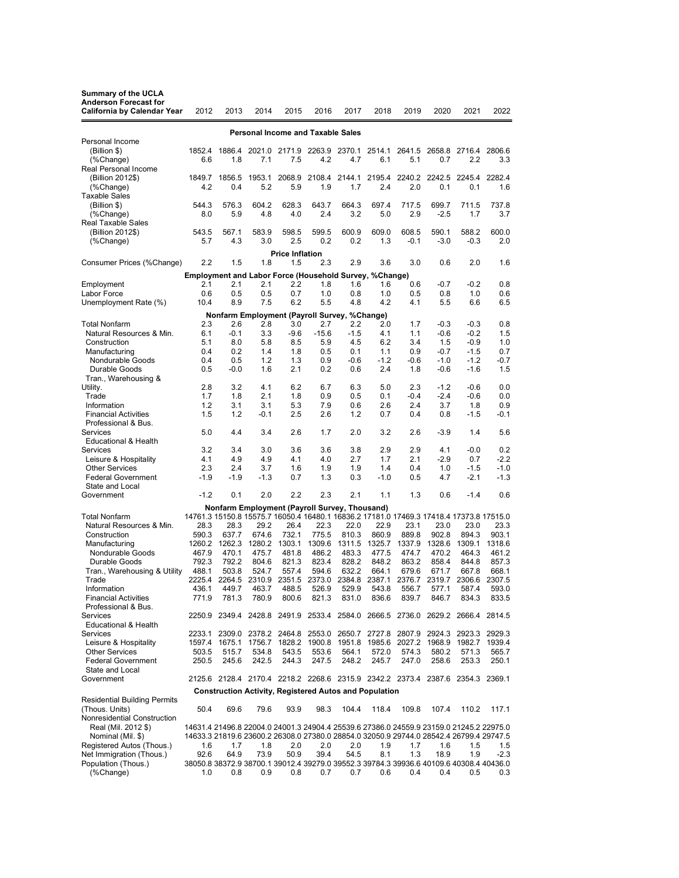| Summary of the UCLA Anderson Forecast for California by Calendar Year | 2012 | 2013 | 2014 | 2015 | 2016 | 2017 | 2018 | 2019 | 2020 | 2021 | 2022 |
|---|---|---|---|---|---|---|---|---|---|---|---|
| **Personal Income and Taxable Sales** | | | | | | | | | | | |
| Personal Income | | | | | | | | | | | |
| (Billion $) | 1852.4 | 1886.4 | 2021.0 | 2171.9 | 2263.9 | 2370.1 | 2514.1 | 2641.5 | 2658.8 | 2716.4 | 2806.6 |
| (%Change) | 6.6 | 1.8 | 7.1 | 7.5 | 4.2 | 4.7 | 6.1 | 5.1 | 0.7 | 2.2 | 3.3 |
| Real Personal Income | | | | | | | | | | | |
| (Billion 2012$) | 1849.7 | 1856.5 | 1953.1 | 2068.9 | 2108.4 | 2144.1 | 2195.4 | 2240.2 | 2242.5 | 2245.4 | 2282.4 |
| (%Change) | 4.2 | 0.4 | 5.2 | 5.9 | 1.9 | 1.7 | 2.4 | 2.0 | 0.1 | 0.1 | 1.6 |
| Taxable Sales | | | | | | | | | | | |
| (Billion $) | 544.3 | 576.3 | 604.2 | 628.3 | 643.7 | 664.3 | 697.4 | 717.5 | 699.7 | 711.5 | 737.8 |
| (%Change) | 8.0 | 5.9 | 4.8 | 4.0 | 2.4 | 3.2 | 5.0 | 2.9 | -2.5 | 1.7 | 3.7 |
| Real Taxable Sales | | | | | | | | | | | |
| (Billion 2012$) | 543.5 | 567.1 | 583.9 | 598.5 | 599.5 | 600.9 | 609.0 | 608.5 | 590.1 | 588.2 | 600.0 |
| (%Change) | 5.7 | 4.3 | 3.0 | 2.5 | 0.2 | 0.2 | 1.3 | -0.1 | -3.0 | -0.3 | 2.0 |
| **Price Inflation** | | | | | | | | | | | |
| Consumer Prices (%Change) | 2.2 | 1.5 | 1.8 | 1.5 | 2.3 | 2.9 | 3.6 | 3.0 | 0.6 | 2.0 | 1.6 |
| **Employment and Labor Force (Household Survey, %Change)** | | | | | | | | | | | |
| Employment | 2.1 | 2.1 | 2.1 | 2.2 | 1.8 | 1.6 | 1.6 | 0.6 | -0.7 | -0.2 | 0.8 |
| Labor Force | 0.6 | 0.5 | 0.5 | 0.7 | 1.0 | 0.8 | 1.0 | 0.5 | 0.8 | 1.0 | 0.6 |
| Unemployment Rate (%) | 10.4 | 8.9 | 7.5 | 6.2 | 5.5 | 4.8 | 4.2 | 4.1 | 5.5 | 6.6 | 6.5 |
| **Nonfarm Employment (Payroll Survey, %Change)** | | | | | | | | | | | |
| Total Nonfarm | 2.3 | 2.6 | 2.8 | 3.0 | 2.7 | 2.2 | 2.0 | 1.7 | -0.3 | -0.3 | 0.8 |
| Natural Resources & Min. | 6.1 | -0.1 | 3.3 | -9.6 | -15.6 | -1.5 | 4.1 | 1.1 | -0.6 | -0.2 | 1.5 |
| Construction | 5.1 | 8.0 | 5.8 | 8.5 | 5.9 | 4.5 | 6.2 | 3.4 | 1.5 | -0.9 | 1.0 |
| Manufacturing | 0.4 | 0.2 | 1.4 | 1.8 | 0.5 | 0.1 | 1.1 | 0.9 | -0.7 | -1.5 | 0.7 |
| Nondurable Goods | 0.4 | 0.5 | 1.2 | 1.3 | 0.9 | -0.6 | -1.2 | -0.6 | -1.0 | -1.2 | -0.7 |
| Durable Goods | 0.5 | -0.0 | 1.6 | 2.1 | 0.2 | 0.6 | 2.4 | 1.8 | -0.6 | -1.6 | 1.5 |
| Tran., Warehousing & Utility. | 2.8 | 3.2 | 4.1 | 6.2 | 6.7 | 6.3 | 5.0 | 2.3 | -1.2 | -0.6 | 0.0 |
| Trade | 1.7 | 1.8 | 2.1 | 1.8 | 0.9 | 0.5 | 0.1 | -0.4 | -2.4 | -0.6 | 0.0 |
| Information | 1.2 | 3.1 | 3.1 | 5.3 | 7.9 | 0.6 | 2.6 | 2.4 | 3.7 | 1.8 | 0.9 |
| Financial Activities | 1.5 | 1.2 | -0.1 | 2.5 | 2.6 | 1.2 | 0.7 | 0.4 | 0.8 | -1.5 | -0.1 |
| Professional & Bus. Services | 5.0 | 4.4 | 3.4 | 2.6 | 1.7 | 2.0 | 3.2 | 2.6 | -3.9 | 1.4 | 5.6 |
| Educational & Health Services | 3.2 | 3.4 | 3.0 | 3.6 | 3.6 | 3.8 | 2.9 | 2.9 | 4.1 | -0.0 | 0.2 |
| Leisure & Hospitality | 4.1 | 4.9 | 4.9 | 4.1 | 4.0 | 2.7 | 1.7 | 2.1 | -2.9 | 0.7 | -2.2 |
| Other Services | 2.3 | 2.4 | 3.7 | 1.6 | 1.9 | 1.9 | 1.4 | 0.4 | 1.0 | -1.5 | -1.0 |
| Federal Government | -1.9 | -1.9 | -1.3 | 0.7 | 1.3 | 0.3 | -1.0 | 0.5 | 4.7 | -2.1 | -1.3 |
| State and Local Government | -1.2 | 0.1 | 2.0 | 2.2 | 2.3 | 2.1 | 1.1 | 1.3 | 0.6 | -1.4 | 0.6 |
| **Nonfarm Employment (Payroll Survey, Thousand)** | | | | | | | | | | | |
| Total Nonfarm | 14761.3 | 15150.8 | 15575.7 | 16050.4 | 16480.1 | 16836.2 | 17181.0 | 17469.3 | 17418.4 | 17373.8 | 17515.0 |
| Natural Resources & Min. | 28.3 | 28.3 | 29.2 | 26.4 | 22.3 | 22.0 | 22.9 | 23.1 | 23.0 | 23.0 | 23.3 |
| Construction | 590.3 | 637.7 | 674.6 | 732.1 | 775.5 | 810.3 | 860.9 | 889.8 | 902.8 | 894.3 | 903.1 |
| Manufacturing | 1260.2 | 1262.3 | 1280.2 | 1303.1 | 1309.6 | 1311.5 | 1325.7 | 1337.9 | 1328.6 | 1309.1 | 1318.6 |
| Nondurable Goods | 467.9 | 470.1 | 475.7 | 481.8 | 486.2 | 483.3 | 477.5 | 474.7 | 470.2 | 464.3 | 461.2 |
| Durable Goods | 792.3 | 792.2 | 804.6 | 821.3 | 823.4 | 828.2 | 848.2 | 863.2 | 858.4 | 844.8 | 857.3 |
| Tran., Warehousing & Utility | 488.1 | 503.8 | 524.7 | 557.4 | 594.6 | 632.2 | 664.1 | 679.6 | 671.7 | 667.8 | 668.1 |
| Trade | 2225.4 | 2264.5 | 2310.9 | 2351.5 | 2373.0 | 2384.8 | 2387.1 | 2376.7 | 2319.7 | 2306.6 | 2307.5 |
| Information | 436.1 | 449.7 | 463.7 | 488.5 | 526.9 | 529.9 | 543.8 | 556.7 | 577.1 | 587.4 | 593.0 |
| Financial Activities | 771.9 | 781.3 | 780.9 | 800.6 | 821.3 | 831.0 | 836.6 | 839.7 | 846.7 | 834.3 | 833.5 |
| Professional & Bus. Services | 2250.9 | 2349.4 | 2428.8 | 2491.9 | 2533.4 | 2584.0 | 2666.5 | 2736.0 | 2629.2 | 2666.4 | 2814.5 |
| Educational & Health Services | 2233.1 | 2309.0 | 2378.2 | 2464.8 | 2553.0 | 2650.7 | 2727.8 | 2807.9 | 2924.3 | 2923.3 | 2929.3 |
| Leisure & Hospitality | 1597.4 | 1675.1 | 1756.7 | 1828.2 | 1900.8 | 1951.8 | 1985.6 | 2027.2 | 1968.9 | 1982.7 | 1939.4 |
| Other Services | 503.5 | 515.7 | 534.8 | 543.5 | 553.6 | 564.1 | 572.0 | 574.3 | 580.2 | 571.3 | 565.7 |
| Federal Government | 250.5 | 245.6 | 242.5 | 244.3 | 247.5 | 248.2 | 245.7 | 247.0 | 258.6 | 253.3 | 250.1 |
| State and Local Government | 2125.6 | 2128.4 | 2170.4 | 2218.2 | 2268.6 | 2315.9 | 2342.2 | 2373.4 | 2387.6 | 2354.3 | 2369.1 |
| **Construction Activity, Registered Autos and Population** | | | | | | | | | | | |
| Residential Building Permits (Thous. Units) | 50.4 | 69.6 | 79.6 | 93.9 | 98.3 | 104.4 | 118.4 | 109.8 | 107.4 | 110.2 | 117.1 |
| Nonresidential Construction | | | | | | | | | | | |
| Real (Mil. 2012 $) | 14631.4 | 21496.8 | 22004.0 | 24001.3 | 24904.4 | 25539.6 | 27386.0 | 24559.9 | 23159.0 | 21245.2 | 22975.0 |
| Nominal (Mil. $) | 14633.3 | 21819.6 | 23600.2 | 26308.0 | 27380.0 | 28854.0 | 32050.9 | 29744.0 | 28542.4 | 26799.4 | 29747.5 |
| Registered Autos (Thous.) | 1.6 | 1.7 | 1.8 | 2.0 | 2.0 | 2.0 | 1.9 | 1.7 | 1.6 | 1.5 | 1.5 |
| Net Immigration (Thous.) | 92.6 | 64.9 | 73.9 | 50.9 | 39.4 | 54.5 | 8.1 | 1.3 | 18.9 | 1.9 | -2.3 |
| Population (Thous.) | 38050.8 | 38372.9 | 38700.1 | 39012.4 | 39279.0 | 39552.3 | 39784.3 | 39936.6 | 40109.6 | 40308.4 | 40436.0 |
| (%Change) | 1.0 | 0.8 | 0.9 | 0.8 | 0.7 | 0.7 | 0.6 | 0.4 | 0.4 | 0.5 | 0.3 |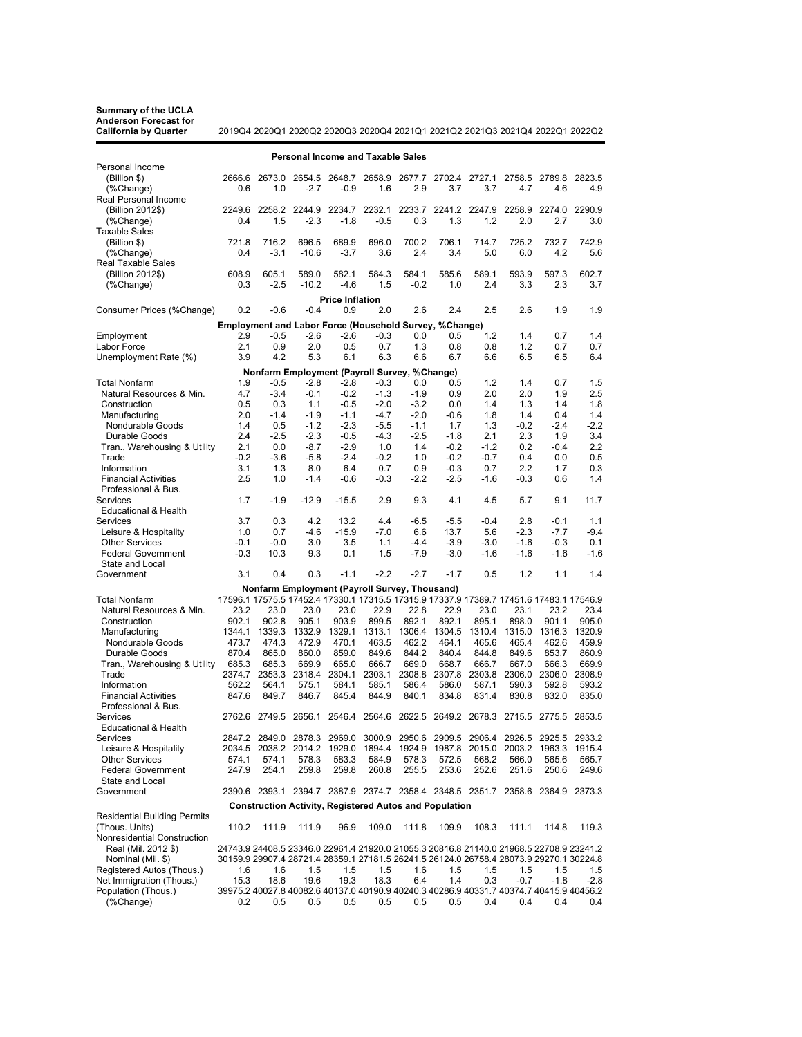**Summary of the UCLA Anderson Forecast for California by Quarter**

| | 2019Q4 | 2020Q1 | 2020Q2 | 2020Q3 | 2020Q4 | 2021Q1 | 2021Q2 | 2021Q3 | 2021Q4 | 2022Q1 | 2022Q2 |
|---|---|---|---|---|---|---|---|---|---|---|---|
| **Personal Income and Taxable Sales** | | | | | | | | | | | |
| Personal Income | | | | | | | | | | | |
| (Billion $) | 2666.6 | 2673.0 | 2654.5 | 2648.7 | 2658.9 | 2677.7 | 2702.4 | 2727.1 | 2758.5 | 2789.8 | 2823.5 |
| (%Change) | 0.6 | 1.0 | -2.7 | -0.9 | 1.6 | 2.9 | 3.7 | 3.7 | 4.7 | 4.6 | 4.9 |
| Real Personal Income | | | | | | | | | | | |
| (Billion 2012$) | 2249.6 | 2258.2 | 2244.9 | 2234.7 | 2232.1 | 2233.7 | 2241.2 | 2247.9 | 2258.9 | 2274.0 | 2290.9 |
| (%Change) | 0.4 | 1.5 | -2.3 | -1.8 | -0.5 | 0.3 | 1.3 | 1.2 | 2.0 | 2.7 | 3.0 |
| Taxable Sales | | | | | | | | | | | |
| (Billion $) | 721.8 | 716.2 | 696.5 | 689.9 | 696.0 | 700.2 | 706.1 | 714.7 | 725.2 | 732.7 | 742.9 |
| (%Change) | 0.4 | -3.1 | -10.6 | -3.7 | 3.6 | 2.4 | 3.4 | 5.0 | 6.0 | 4.2 | 5.6 |
| Real Taxable Sales | | | | | | | | | | | |
| (Billion 2012$) | 608.9 | 605.1 | 589.0 | 582.1 | 584.3 | 584.1 | 585.6 | 589.1 | 593.9 | 597.3 | 602.7 |
| (%Change) | 0.3 | -2.5 | -10.2 | -4.6 | 1.5 | -0.2 | 1.0 | 2.4 | 3.3 | 2.3 | 3.7 |
| **Price Inflation** | | | | | | | | | | | |
| Consumer Prices (%Change) | 0.2 | -0.6 | -0.4 | 0.9 | 2.0 | 2.6 | 2.4 | 2.5 | 2.6 | 1.9 | 1.9 |
| **Employment and Labor Force (Household Survey, %Change)** | | | | | | | | | | | |
| Employment | 2.9 | -0.5 | -2.6 | -2.6 | -0.3 | 0.0 | 0.5 | 1.2 | 1.4 | 0.7 | 1.4 |
| Labor Force | 2.1 | 0.9 | 2.0 | 0.5 | 0.7 | 1.3 | 0.8 | 0.8 | 1.2 | 0.7 | 0.7 |
| Unemployment Rate (%) | 3.9 | 4.2 | 5.3 | 6.1 | 6.3 | 6.6 | 6.7 | 6.6 | 6.5 | 6.5 | 6.4 |
| **Nonfarm Employment (Payroll Survey, %Change)** | | | | | | | | | | | |
| Total Nonfarm | 1.9 | -0.5 | -2.8 | -2.8 | -0.3 | 0.0 | 0.5 | 1.2 | 1.4 | 0.7 | 1.5 |
| Natural Resources & Min. | 4.7 | -3.4 | -0.1 | -0.2 | -1.3 | -1.9 | 0.9 | 2.0 | 2.0 | 1.9 | 2.5 |
| Construction | 0.5 | 0.3 | 1.1 | -0.5 | -2.0 | -3.2 | 0.0 | 1.4 | 1.3 | 1.4 | 1.8 |
| Manufacturing | 2.0 | -1.4 | -1.9 | -1.1 | -4.7 | -2.0 | -0.6 | 1.8 | 1.4 | 0.4 | 1.4 |
| Nondurable Goods | 1.4 | 0.5 | -1.2 | -2.3 | -5.5 | -1.1 | 1.7 | 1.3 | -0.2 | -2.4 | -2.2 |
| Durable Goods | 2.4 | -2.5 | -2.3 | -0.5 | -4.3 | -2.5 | -1.8 | 2.1 | 2.3 | 1.9 | 3.4 |
| Tran., Warehousing & Utility | 2.1 | 0.0 | -8.7 | -2.9 | 1.0 | 1.4 | -0.2 | -1.2 | 0.2 | -0.4 | 2.2 |
| Trade | -0.2 | -3.6 | -5.8 | -2.4 | -0.2 | 1.0 | -0.2 | -0.7 | 0.4 | 0.0 | 0.5 |
| Information | 3.1 | 1.3 | 8.0 | 6.4 | 0.7 | 0.9 | -0.3 | 0.7 | 2.2 | 1.7 | 0.3 |
| Financial Activities | 2.5 | 1.0 | -1.4 | -0.6 | -0.3 | -2.2 | -2.5 | -1.6 | -0.3 | 0.6 | 1.4 |
| Professional & Bus. Services | 1.7 | -1.9 | -12.9 | -15.5 | 2.9 | 9.3 | 4.1 | 4.5 | 5.7 | 9.1 | 11.7 |
| Educational & Health Services | 3.7 | 0.3 | 4.2 | 13.2 | 4.4 | -6.5 | -5.5 | -0.4 | 2.8 | -0.1 | 1.1 |
| Leisure & Hospitality | 1.0 | 0.7 | -4.6 | -15.9 | -7.0 | 6.6 | 13.7 | 5.6 | -2.3 | -7.7 | -9.4 |
| Other Services | -0.1 | -0.0 | 3.0 | 3.5 | 1.1 | -4.4 | -3.9 | -3.0 | -1.6 | -0.3 | 0.1 |
| Federal Government | -0.3 | 10.3 | 9.3 | 0.1 | 1.5 | -7.9 | -3.0 | -1.6 | -1.6 | -1.6 | -1.6 |
| State and Local Government | 3.1 | 0.4 | 0.3 | -1.1 | -2.2 | -2.7 | -1.7 | 0.5 | 1.2 | 1.1 | 1.4 |
| **Nonfarm Employment (Payroll Survey, Thousand)** | | | | | | | | | | | |
| Total Nonfarm | 17596.1 | 17575.5 | 17452.4 | 17330.1 | 17315.5 | 17315.9 | 17337.9 | 17389.7 | 17451.6 | 17483.1 | 17546.9 |
| Natural Resources & Min. | 23.2 | 23.0 | 23.0 | 23.0 | 22.9 | 22.8 | 22.9 | 23.0 | 23.1 | 23.2 | 23.4 |
| Construction | 902.1 | 902.8 | 905.1 | 903.9 | 899.5 | 892.1 | 892.1 | 895.1 | 898.0 | 901.1 | 905.0 |
| Manufacturing | 1344.1 | 1339.3 | 1332.9 | 1329.1 | 1313.1 | 1306.4 | 1304.5 | 1310.4 | 1315.0 | 1316.3 | 1320.9 |
| Nondurable Goods | 473.7 | 474.3 | 472.9 | 470.1 | 463.5 | 462.2 | 464.1 | 465.6 | 465.4 | 462.6 | 459.9 |
| Durable Goods | 870.4 | 865.0 | 860.0 | 859.0 | 849.6 | 844.2 | 840.4 | 844.8 | 849.6 | 853.7 | 860.9 |
| Tran., Warehousing & Utility | 685.3 | 685.3 | 669.9 | 665.0 | 666.7 | 669.0 | 668.7 | 666.7 | 667.0 | 666.3 | 669.9 |
| Trade | 2374.7 | 2353.3 | 2318.4 | 2304.1 | 2303.1 | 2308.8 | 2307.8 | 2303.8 | 2306.0 | 2306.0 | 2308.9 |
| Information | 562.2 | 564.1 | 575.1 | 584.1 | 585.1 | 586.4 | 586.0 | 587.1 | 590.3 | 592.8 | 593.2 |
| Financial Activities | 847.6 | 849.7 | 846.7 | 845.4 | 844.9 | 840.1 | 834.8 | 831.4 | 830.8 | 832.0 | 835.0 |
| Professional & Bus. Services | 2762.6 | 2749.5 | 2656.1 | 2546.4 | 2564.6 | 2622.5 | 2649.2 | 2678.3 | 2715.5 | 2775.5 | 2853.5 |
| Educational & Health Services | 2847.2 | 2849.0 | 2878.3 | 2969.0 | 3000.9 | 2950.6 | 2909.5 | 2906.4 | 2926.5 | 2925.5 | 2933.2 |
| Leisure & Hospitality | 2034.5 | 2038.2 | 2014.2 | 1929.0 | 1894.4 | 1924.9 | 1987.8 | 2015.0 | 2003.2 | 1963.3 | 1915.4 |
| Other Services | 574.1 | 574.1 | 578.3 | 583.3 | 584.9 | 578.3 | 572.5 | 568.2 | 566.0 | 565.6 | 565.7 |
| Federal Government | 247.9 | 254.1 | 259.8 | 259.8 | 260.8 | 255.5 | 253.6 | 252.6 | 251.6 | 250.6 | 249.6 |
| State and Local Government | 2390.6 | 2393.1 | 2394.7 | 2387.9 | 2374.7 | 2358.4 | 2348.5 | 2351.7 | 2358.6 | 2364.9 | 2373.3 |
| **Construction Activity, Registered Autos and Population** | | | | | | | | | | | |
| Residential Building Permits (Thous. Units) | 110.2 | 111.9 | 111.9 | 96.9 | 109.0 | 111.8 | 109.9 | 108.3 | 111.1 | 114.8 | 119.3 |
| Nonresidential Construction | | | | | | | | | | | |
| Real (Mil. 2012 $) | 24743.9 | 24408.5 | 23346.0 | 22961.4 | 21920.0 | 21055.3 | 20816.8 | 21140.0 | 21968.5 | 22708.9 | 23241.2 |
| Nominal (Mil. $) | 30159.9 | 29907.4 | 28721.4 | 28359.1 | 27181.5 | 26241.5 | 26124.0 | 26758.4 | 28073.9 | 29270.1 | 30224.8 |
| Registered Autos (Thous.) | 1.6 | 1.6 | 1.5 | 1.5 | 1.5 | 1.6 | 1.5 | 1.5 | 1.5 | 1.5 | 1.5 |
| Net Immigration (Thous.) | 15.3 | 18.6 | 19.6 | 19.3 | 18.3 | 6.4 | 1.4 | 0.3 | -0.7 | -1.8 | -2.8 |
| Population (Thous.) | 39975.2 | 40027.8 | 40082.6 | 40137.0 | 40190.9 | 40240.3 | 40286.9 | 40331.7 | 40374.7 | 40415.9 | 40456.2 |
| (%Change) | 0.2 | 0.5 | 0.5 | 0.5 | 0.5 | 0.5 | 0.5 | 0.4 | 0.4 | 0.4 | 0.4 |